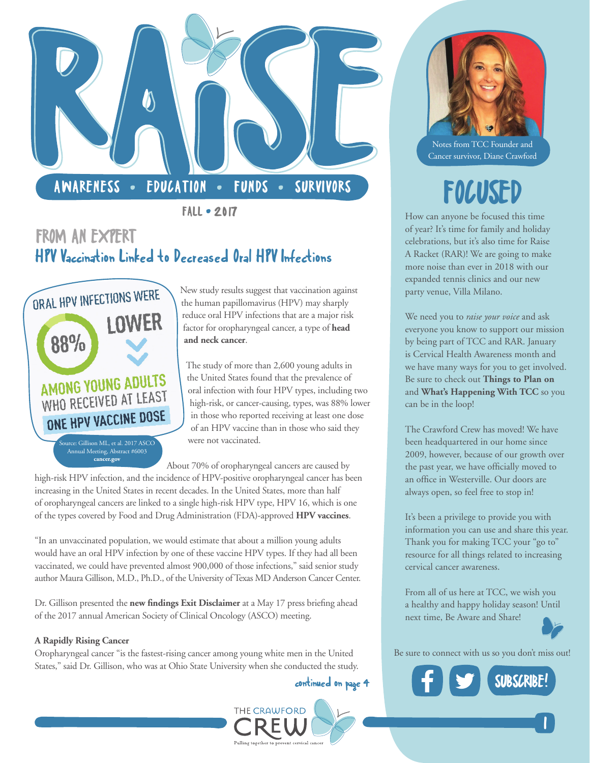# RAISE

AWARENESS • EDUCATION • FUNDS • SURVIVORS

FALL • 2017

## FROM AN EXPERT

## HPV Vaccination Linked to Decreased Oral HPV Infections

ORAL HPV INFECTIONS WERE 88% LOWER AMONG YOUNG ADULTS WHO RECEIVED AT LEAST ONE HPV VACCINE DOSE

Source: Gillison ML, et al. 2017 ASCO Annual Meeting, Abstract #6003 **cancer.gov**

New study results suggest that vaccination against the human papillomavirus (HPV) may sharply reduce oral HPV infections that are a major risk factor for oropharyngeal cancer, a type of **head and neck cancer**.

The study of more than 2,600 young adults in the United States found that the prevalence of oral infection with four HPV types, including two high-risk, or cancer-causing, types, was 88% lower in those who reported receiving at least one dose of an HPV vaccine than in those who said they were not vaccinated.

About 70% of oropharyngeal cancers are caused by high-risk HPV infection, and the incidence of HPV-positive oropharyngeal cancer has been increasing in the United States in recent decades. In the United States, more than half of oropharyngeal cancers are linked to a single high-risk HPV type, HPV 16, which is one of the types covered by Food and Drug Administration (FDA)-approved **HPV vaccines**.

"In an unvaccinated population, we would estimate that about a million young adults would have an oral HPV infection by one of these vaccine HPV types. If they had all been vaccinated, we could have prevented almost 900,000 of those infections," said senior study author Maura Gillison, M.D., Ph.D., of the University of Texas MD Anderson Cancer Center.

Dr. Gillison presented the **new findings Exit Disclaimer** at a May 17 press briefing ahead of the 2017 annual American Society of Clinical Oncology (ASCO) meeting.

**A Rapidly Rising Cancer**

Oropharyngeal cancer "is the fastest-rising cancer among young white men in the United States," said Dr. Gillison, who was at Ohio State University when she conducted the study.

continued on page 4

Notes from TCC Founder and Cancer survivor, Diane Crawford

## FOCUSED

How can anyone be focused this time of year? It's time for family and holiday celebrations, but it's also time for Raise A Racket (RAR)! We are going to make more noise than ever in 2018 with our expanded tennis clinics and our new party venue, Villa Milano.

We need you to *raise your voice* and ask everyone you know to support our mission by being part of TCC and RAR. January is Cervical Health Awareness month and we have many ways for you to get involved. Be sure to check out **Things to Plan on** and **What's Happening With TCC** so you can be in the loop!

The Crawford Crew has moved! We have been headquartered in our home since 2009, however, because of our growth over the past year, we have officially moved to an office in Westerville. Our doors are always open, so feel free to stop in!

It's been a privilege to provide you with information you can use and share this year. Thank you for making TCC your "go to" resource for all things related to increasing cervical cancer awareness.

From all of us here at TCC, we wish you a healthy and happy holiday season! Until next time, Be Aware and Share!

Be sure to connect with us so you don't miss out!

SUBSCRIBE!

THE CRAWFORD CREW
Pulling together to prevent cervical cancer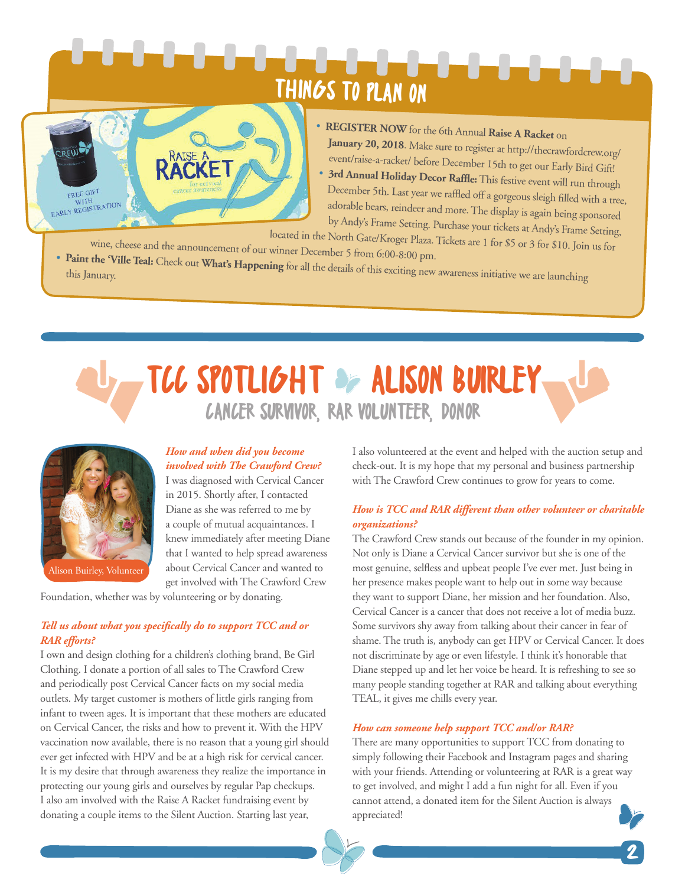# THINGS TO PLAN ON

FREE GIFT WITH EARLY REGISTRATION

RAISE A RACKET for cervical cancer awareness

- **REGISTER NOW** for the 6th Annual **Raise A Racket** on **January 20, 2018**. Make sure to register at http://thecrawfordcrew.org/event/raise-a-racket/ before December 15th to get our Early Bird Gift!
- **3rd Annual Holiday Decor Raffle:** This festive event will run through December 5th. Last year we raffled off a gorgeous sleigh filled with a tree, adorable bears, reindeer and more. The display is again being sponsored by Andy's Frame Setting. Purchase your tickets at Andy's Frame Setting, located in the North Gate/Kroger Plaza. Tickets are 1 for $5 or 3 for $10. Join us for wine, cheese and the announcement of our winner December 5 from 6:00-8:00 pm.
- **Paint the 'Ville Teal:** Check out **What's Happening** for all the details of this exciting new awareness initiative we are launching this January.

# TCC SPOTLIGHT · ALISON BUIRLEY

## CANCER SURVIVOR, RAR VOLUNTEER, DONOR

Alison Buirley, Volunteer

***How and when did you become involved with The Crawford Crew?***

I was diagnosed with Cervical Cancer in 2015. Shortly after, I contacted Diane as she was referred to me by a couple of mutual acquaintances. I knew immediately after meeting Diane that I wanted to help spread awareness about Cervical Cancer and wanted to get involved with The Crawford Crew Foundation, whether was by volunteering or by donating.

***Tell us about what you specifically do to support TCC and or RAR efforts?***

I own and design clothing for a children's clothing brand, Be Girl Clothing. I donate a portion of all sales to The Crawford Crew and periodically post Cervical Cancer facts on my social media outlets. My target customer is mothers of little girls ranging from infant to tween ages. It is important that these mothers are educated on Cervical Cancer, the risks and how to prevent it. With the HPV vaccination now available, there is no reason that a young girl should ever get infected with HPV and be at a high risk for cervical cancer. It is my desire that through awareness they realize the importance in protecting our young girls and ourselves by regular Pap checkups. I also am involved with the Raise A Racket fundraising event by donating a couple items to the Silent Auction. Starting last year, I also volunteered at the event and helped with the auction setup and check-out. It is my hope that my personal and business partnership with The Crawford Crew continues to grow for years to come.

***How is TCC and RAR different than other volunteer or charitable organizations?***

The Crawford Crew stands out because of the founder in my opinion. Not only is Diane a Cervical Cancer survivor but she is one of the most genuine, selfless and upbeat people I've ever met. Just being in her presence makes people want to help out in some way because they want to support Diane, her mission and her foundation. Also, Cervical Cancer is a cancer that does not receive a lot of media buzz. Some survivors shy away from talking about their cancer in fear of shame. The truth is, anybody can get HPV or Cervical Cancer. It does not discriminate by age or even lifestyle. I think it's honorable that Diane stepped up and let her voice be heard. It is refreshing to see so many people standing together at RAR and talking about everything TEAL, it gives me chills every year.

***How can someone help support TCC and/or RAR?***

There are many opportunities to support TCC from donating to simply following their Facebook and Instagram pages and sharing with your friends. Attending or volunteering at RAR is a great way to get involved, and might I add a fun night for all. Even if you cannot attend, a donated item for the Silent Auction is always appreciated!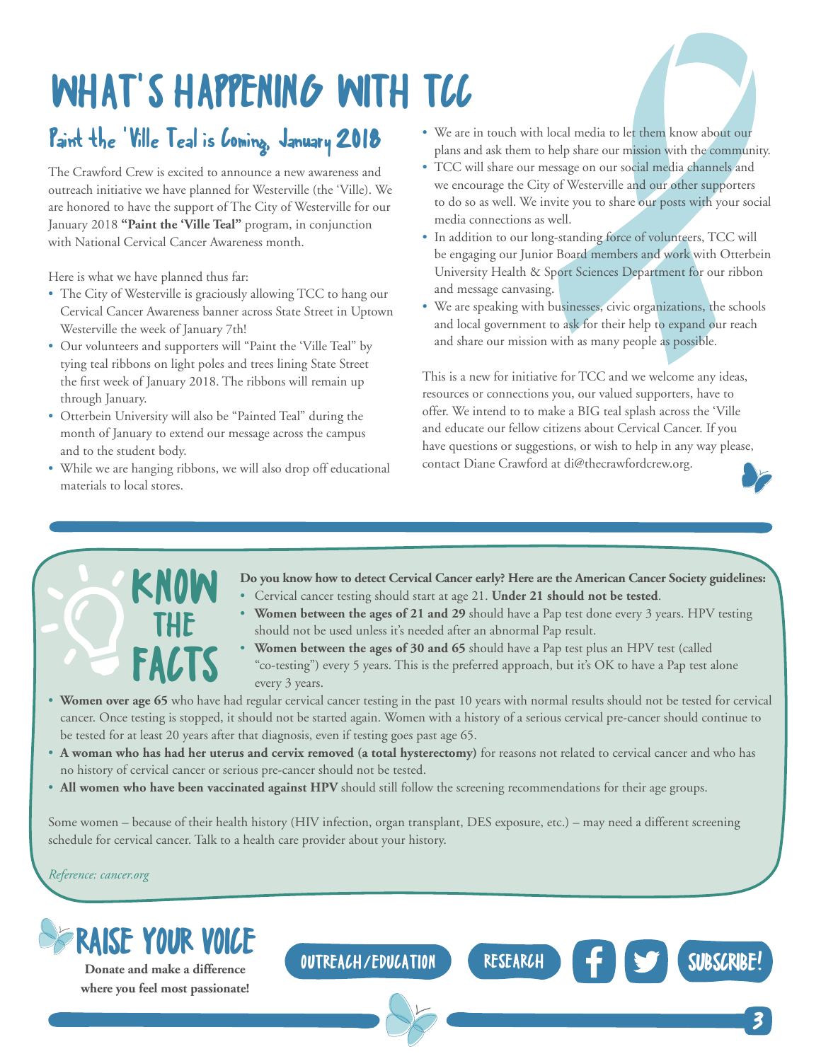# WHAT'S HAPPENING WITH TCC

## Paint the 'Ville Teal is Coming, January 2018

The Crawford Crew is excited to announce a new awareness and outreach initiative we have planned for Westerville (the 'Ville). We are honored to have the support of The City of Westerville for our January 2018 **"Paint the 'Ville Teal"** program, in conjunction with National Cervical Cancer Awareness month.

Here is what we have planned thus far:

- The City of Westerville is graciously allowing TCC to hang our Cervical Cancer Awareness banner across State Street in Uptown Westerville the week of January 7th!
- Our volunteers and supporters will "Paint the 'Ville Teal" by tying teal ribbons on light poles and trees lining State Street the first week of January 2018. The ribbons will remain up through January.
- Otterbein University will also be "Painted Teal" during the month of January to extend our message across the campus and to the student body.
- While we are hanging ribbons, we will also drop off educational materials to local stores.
- We are in touch with local media to let them know about our plans and ask them to help share our mission with the community.
- TCC will share our message on our social media channels and we encourage the City of Westerville and our other supporters to do so as well. We invite you to share our posts with your social media connections as well.
- In addition to our long-standing force of volunteers, TCC will be engaging our Junior Board members and work with Otterbein University Health & Sport Sciences Department for our ribbon and message canvasing.
- We are speaking with businesses, civic organizations, the schools and local government to ask for their help to expand our reach and share our mission with as many people as possible.

This is a new for initiative for TCC and we welcome any ideas, resources or connections you, our valued supporters, have to offer. We intend to to make a BIG teal splash across the 'Ville and educate our fellow citizens about Cervical Cancer. If you have questions or suggestions, or wish to help in any way please, contact Diane Crawford at di@thecrawfordcrew.org.

## KNOW THE FACTS

**Do you know how to detect Cervical Cancer early? Here are the American Cancer Society guidelines:**

- Cervical cancer testing should start at age 21. **Under 21 should not be tested**.
- **Women between the ages of 21 and 29** should have a Pap test done every 3 years. HPV testing should not be used unless it's needed after an abnormal Pap result.
- **Women between the ages of 30 and 65** should have a Pap test plus an HPV test (called "co-testing") every 5 years. This is the preferred approach, but it's OK to have a Pap test alone every 3 years.
- **Women over age 65** who have had regular cervical cancer testing in the past 10 years with normal results should not be tested for cervical cancer. Once testing is stopped, it should not be started again. Women with a history of a serious cervical pre-cancer should continue to be tested for at least 20 years after that diagnosis, even if testing goes past age 65.
- **A woman who has had her uterus and cervix removed (a total hysterectomy)** for reasons not related to cervical cancer and who has no history of cervical cancer or serious pre-cancer should not be tested.
- **All women who have been vaccinated against HPV** should still follow the screening recommendations for their age groups.

Some women – because of their health history (HIV infection, organ transplant, DES exposure, etc.) – may need a different screening schedule for cervical cancer. Talk to a health care provider about your history.

*Reference: cancer.org*

## RAISE YOUR VOICE

**Donate and make a difference where you feel most passionate!**

OUTREACH/EDUCATION | RESEARCH | SUBSCRIBE!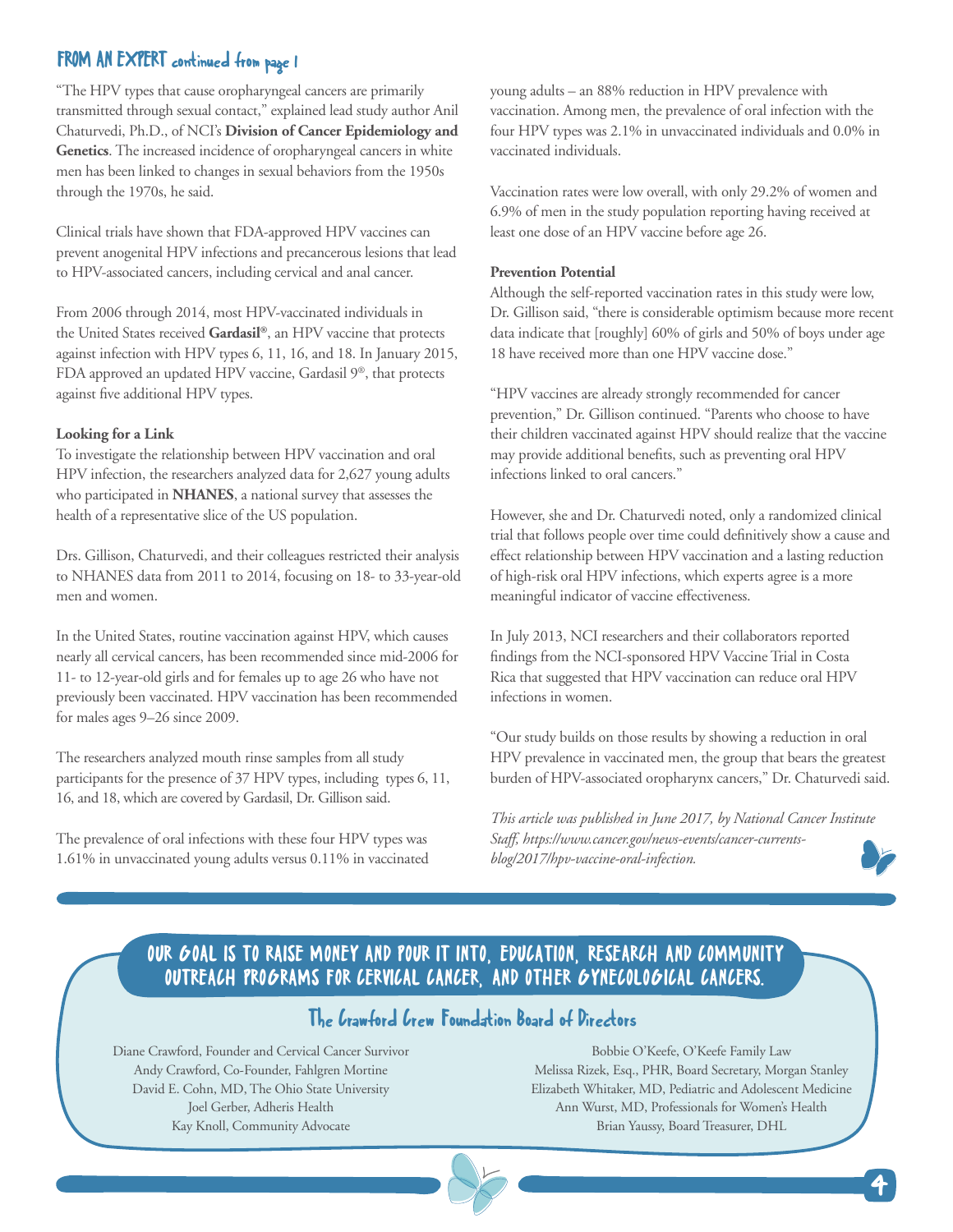## FROM AN EXPERT continued from page 1

"The HPV types that cause oropharyngeal cancers are primarily transmitted through sexual contact," explained lead study author Anil Chaturvedi, Ph.D., of NCI's **Division of Cancer Epidemiology and Genetics**. The increased incidence of oropharyngeal cancers in white men has been linked to changes in sexual behaviors from the 1950s through the 1970s, he said.

Clinical trials have shown that FDA-approved HPV vaccines can prevent anogenital HPV infections and precancerous lesions that lead to HPV-associated cancers, including cervical and anal cancer.

From 2006 through 2014, most HPV-vaccinated individuals in the United States received **Gardasil®**, an HPV vaccine that protects against infection with HPV types 6, 11, 16, and 18. In January 2015, FDA approved an updated HPV vaccine, Gardasil 9®, that protects against five additional HPV types.

**Looking for a Link**

To investigate the relationship between HPV vaccination and oral HPV infection, the researchers analyzed data for 2,627 young adults who participated in **NHANES**, a national survey that assesses the health of a representative slice of the US population.

Drs. Gillison, Chaturvedi, and their colleagues restricted their analysis to NHANES data from 2011 to 2014, focusing on 18- to 33-year-old men and women.

In the United States, routine vaccination against HPV, which causes nearly all cervical cancers, has been recommended since mid-2006 for 11- to 12-year-old girls and for females up to age 26 who have not previously been vaccinated. HPV vaccination has been recommended for males ages 9–26 since 2009.

The researchers analyzed mouth rinse samples from all study participants for the presence of 37 HPV types, including types 6, 11, 16, and 18, which are covered by Gardasil, Dr. Gillison said.

The prevalence of oral infections with these four HPV types was 1.61% in unvaccinated young adults versus 0.11% in vaccinated young adults – an 88% reduction in HPV prevalence with vaccination. Among men, the prevalence of oral infection with the four HPV types was 2.1% in unvaccinated individuals and 0.0% in vaccinated individuals.

Vaccination rates were low overall, with only 29.2% of women and 6.9% of men in the study population reporting having received at least one dose of an HPV vaccine before age 26.

**Prevention Potential**

Although the self-reported vaccination rates in this study were low, Dr. Gillison said, "there is considerable optimism because more recent data indicate that [roughly] 60% of girls and 50% of boys under age 18 have received more than one HPV vaccine dose."

"HPV vaccines are already strongly recommended for cancer prevention," Dr. Gillison continued. "Parents who choose to have their children vaccinated against HPV should realize that the vaccine may provide additional benefits, such as preventing oral HPV infections linked to oral cancers."

However, she and Dr. Chaturvedi noted, only a randomized clinical trial that follows people over time could definitively show a cause and effect relationship between HPV vaccination and a lasting reduction of high-risk oral HPV infections, which experts agree is a more meaningful indicator of vaccine effectiveness.

In July 2013, NCI researchers and their collaborators reported findings from the NCI-sponsored HPV Vaccine Trial in Costa Rica that suggested that HPV vaccination can reduce oral HPV infections in women.

"Our study builds on those results by showing a reduction in oral HPV prevalence in vaccinated men, the group that bears the greatest burden of HPV-associated oropharynx cancers," Dr. Chaturvedi said.

*This article was published in June 2017, by National Cancer Institute Staff, https://www.cancer.gov/news-events/cancer-currents-blog/2017/hpv-vaccine-oral-infection.*

## OUR GOAL IS TO RAISE MONEY AND POUR IT INTO, EDUCATION, RESEARCH AND COMMUNITY OUTREACH PROGRAMS FOR CERVICAL CANCER, AND OTHER GYNECOLOGICAL CANCERS.

### The Crawford Crew Foundation Board of Directors

Diane Crawford, Founder and Cervical Cancer Survivor
Andy Crawford, Co-Founder, Fahlgren Mortine
David E. Cohn, MD, The Ohio State University
Joel Gerber, Adheris Health
Kay Knoll, Community Advocate
Bobbie O'Keefe, O'Keefe Family Law
Melissa Rizek, Esq., PHR, Board Secretary, Morgan Stanley
Elizabeth Whitaker, MD, Pediatric and Adolescent Medicine
Ann Wurst, MD, Professionals for Women's Health
Brian Yaussy, Board Treasurer, DHL